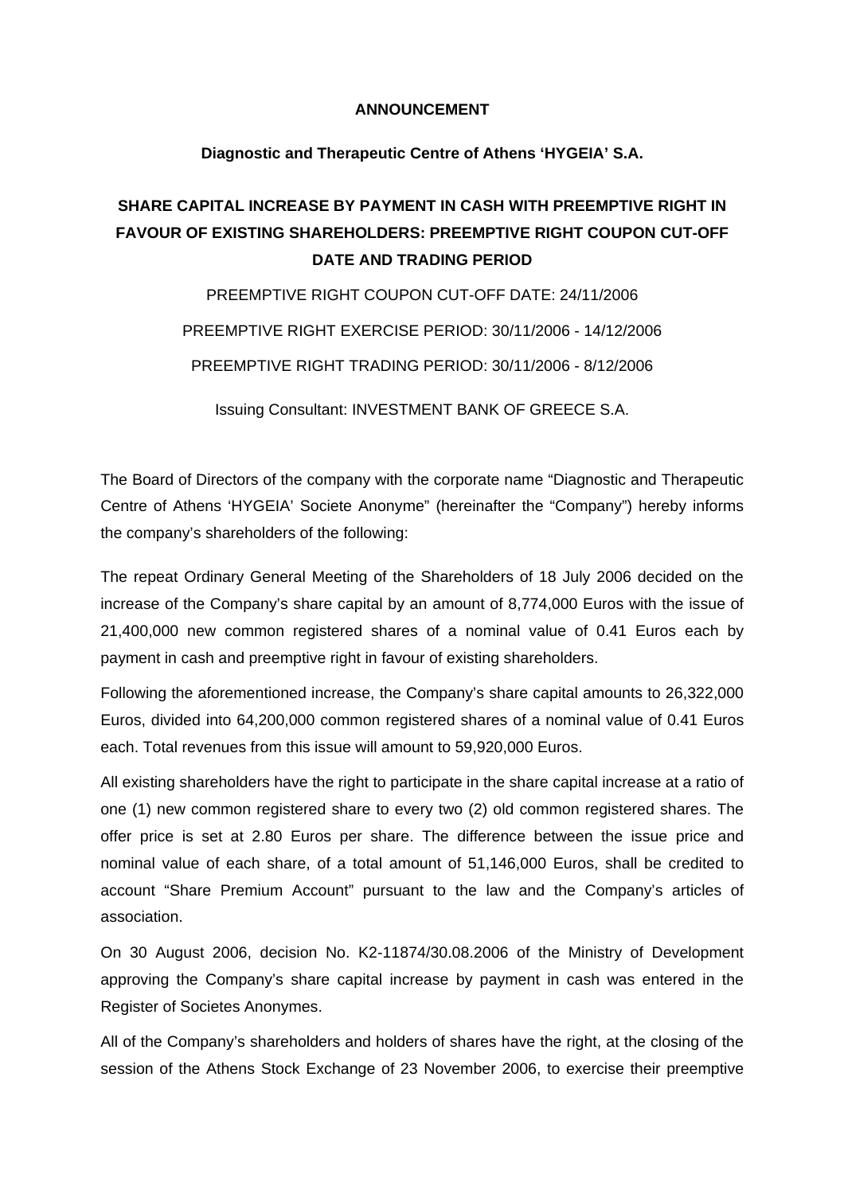**ANNOUNCEMENT**

**Diagnostic and Therapeutic Centre of Athens 'HYGEIA' S.A.**

# SHARE CAPITAL INCREASE BY PAYMENT IN CASH WITH PREEMPTIVE RIGHT IN FAVOUR OF EXISTING SHAREHOLDERS: PREEMPTIVE RIGHT COUPON CUT-OFF DATE AND TRADING PERIOD

PREEMPTIVE RIGHT COUPON CUT-OFF DATE: 24/11/2006

PREEMPTIVE RIGHT EXERCISE PERIOD: 30/11/2006 - 14/12/2006

PREEMPTIVE RIGHT TRADING PERIOD: 30/11/2006 - 8/12/2006

Issuing Consultant: INVESTMENT BANK OF GREECE S.A.

The Board of Directors of the company with the corporate name "Diagnostic and Therapeutic Centre of Athens 'HYGEIA' Societe Anonyme" (hereinafter the "Company") hereby informs the company's shareholders of the following:

The repeat Ordinary General Meeting of the Shareholders of 18 July 2006 decided on the increase of the Company's share capital by an amount of 8,774,000 Euros with the issue of 21,400,000 new common registered shares of a nominal value of 0.41 Euros each by payment in cash and preemptive right in favour of existing shareholders.

Following the aforementioned increase, the Company's share capital amounts to 26,322,000 Euros, divided into 64,200,000 common registered shares of a nominal value of 0.41 Euros each. Total revenues from this issue will amount to 59,920,000 Euros.

All existing shareholders have the right to participate in the share capital increase at a ratio of one (1) new common registered share to every two (2) old common registered shares. The offer price is set at 2.80 Euros per share. The difference between the issue price and nominal value of each share, of a total amount of 51,146,000 Euros, shall be credited to account "Share Premium Account" pursuant to the law and the Company's articles of association.

On 30 August 2006, decision No. K2-11874/30.08.2006 of the Ministry of Development approving the Company's share capital increase by payment in cash was entered in the Register of Societes Anonymes.

All of the Company's shareholders and holders of shares have the right, at the closing of the session of the Athens Stock Exchange of 23 November 2006, to exercise their preemptive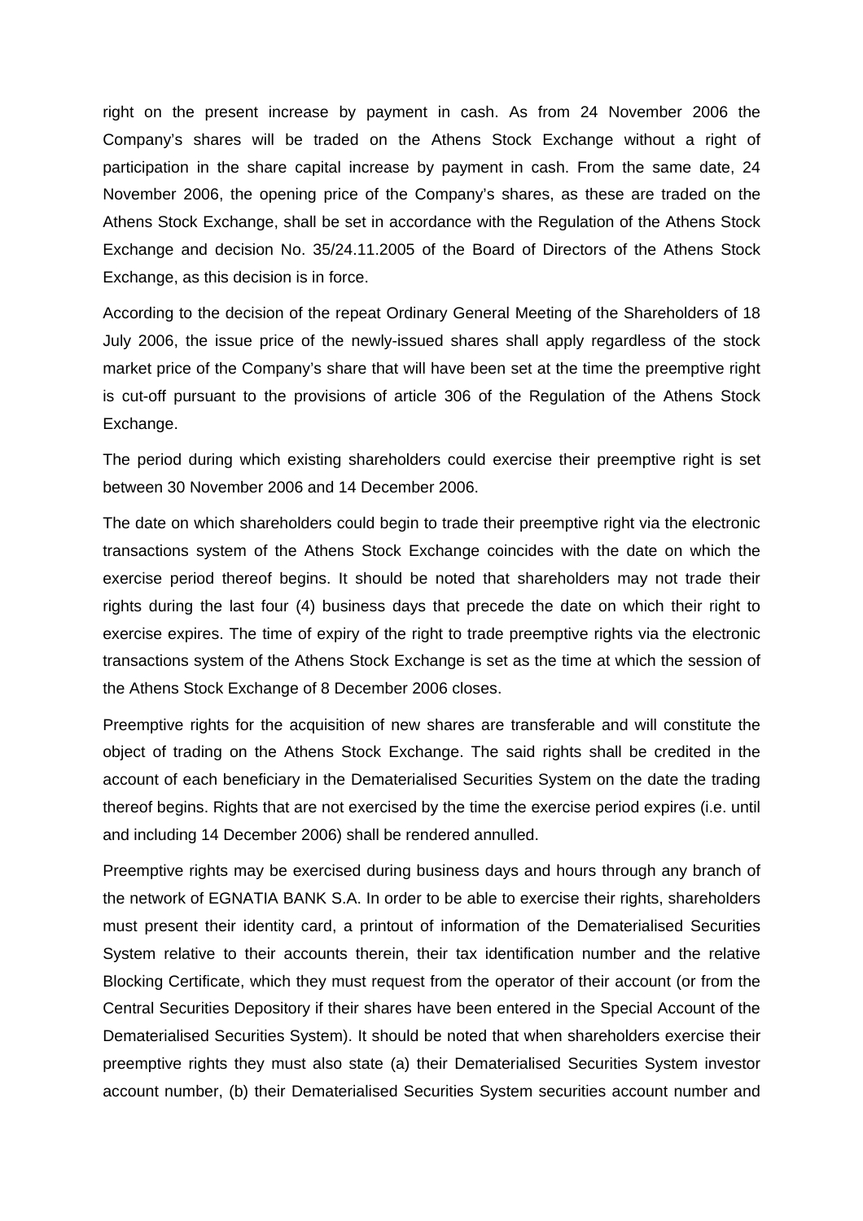right on the present increase by payment in cash. As from 24 November 2006 the Company's shares will be traded on the Athens Stock Exchange without a right of participation in the share capital increase by payment in cash. From the same date, 24 November 2006, the opening price of the Company's shares, as these are traded on the Athens Stock Exchange, shall be set in accordance with the Regulation of the Athens Stock Exchange and decision No. 35/24.11.2005 of the Board of Directors of the Athens Stock Exchange, as this decision is in force.

According to the decision of the repeat Ordinary General Meeting of the Shareholders of 18 July 2006, the issue price of the newly-issued shares shall apply regardless of the stock market price of the Company's share that will have been set at the time the preemptive right is cut-off pursuant to the provisions of article 306 of the Regulation of the Athens Stock Exchange.

The period during which existing shareholders could exercise their preemptive right is set between 30 November 2006 and 14 December 2006.

The date on which shareholders could begin to trade their preemptive right via the electronic transactions system of the Athens Stock Exchange coincides with the date on which the exercise period thereof begins. It should be noted that shareholders may not trade their rights during the last four (4) business days that precede the date on which their right to exercise expires. The time of expiry of the right to trade preemptive rights via the electronic transactions system of the Athens Stock Exchange is set as the time at which the session of the Athens Stock Exchange of 8 December 2006 closes.

Preemptive rights for the acquisition of new shares are transferable and will constitute the object of trading on the Athens Stock Exchange. The said rights shall be credited in the account of each beneficiary in the Dematerialised Securities System on the date the trading thereof begins. Rights that are not exercised by the time the exercise period expires (i.e. until and including 14 December 2006) shall be rendered annulled.

Preemptive rights may be exercised during business days and hours through any branch of the network of EGNATIA BANK S.A. In order to be able to exercise their rights, shareholders must present their identity card, a printout of information of the Dematerialised Securities System relative to their accounts therein, their tax identification number and the relative Blocking Certificate, which they must request from the operator of their account (or from the Central Securities Depository if their shares have been entered in the Special Account of the Dematerialised Securities System). It should be noted that when shareholders exercise their preemptive rights they must also state (a) their Dematerialised Securities System investor account number, (b) their Dematerialised Securities System securities account number and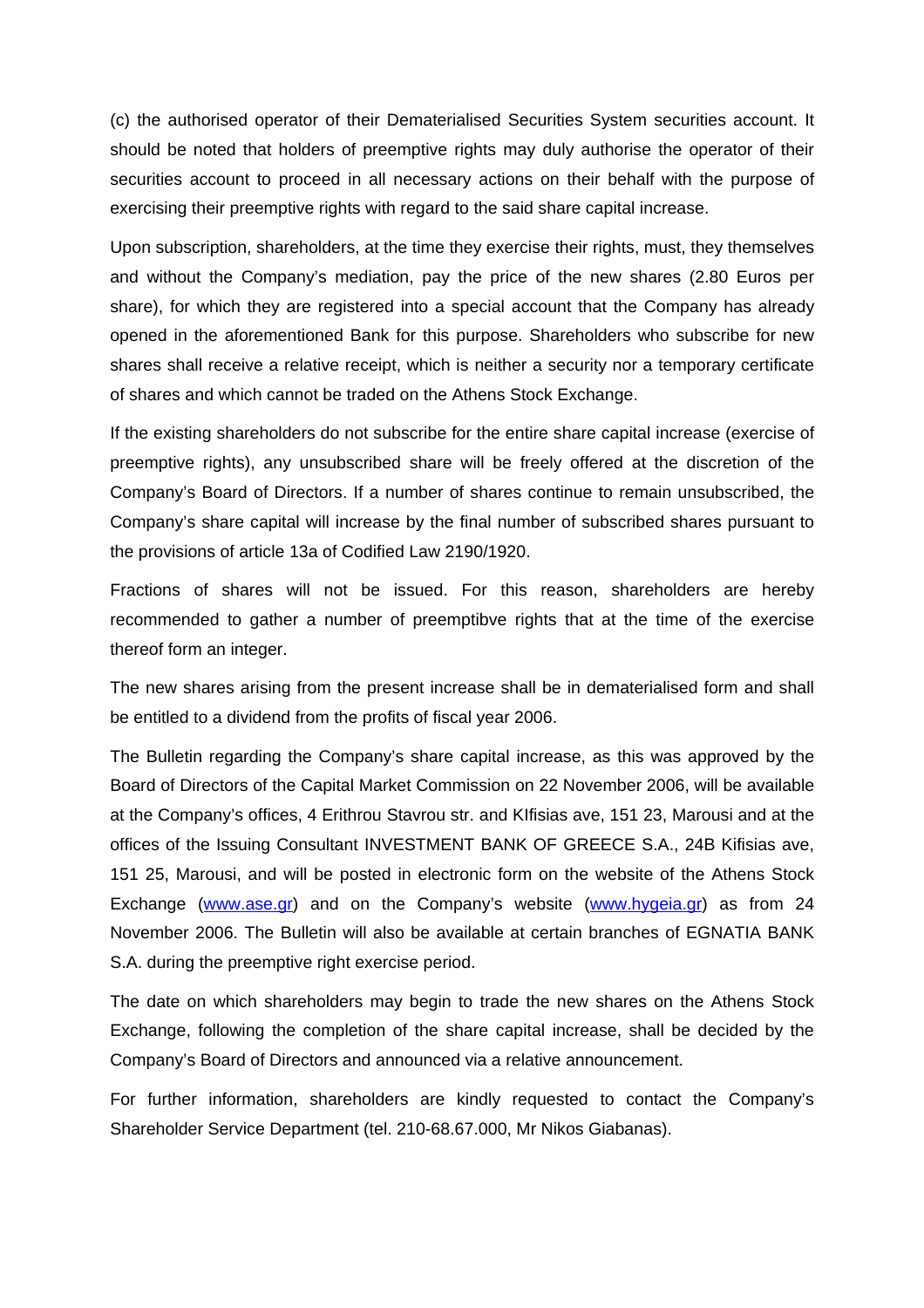(c) the authorised operator of their Dematerialised Securities System securities account. It should be noted that holders of preemptive rights may duly authorise the operator of their securities account to proceed in all necessary actions on their behalf with the purpose of exercising their preemptive rights with regard to the said share capital increase.

Upon subscription, shareholders, at the time they exercise their rights, must, they themselves and without the Company's mediation, pay the price of the new shares (2.80 Euros per share), for which they are registered into a special account that the Company has already opened in the aforementioned Bank for this purpose. Shareholders who subscribe for new shares shall receive a relative receipt, which is neither a security nor a temporary certificate of shares and which cannot be traded on the Athens Stock Exchange.

If the existing shareholders do not subscribe for the entire share capital increase (exercise of preemptive rights), any unsubscribed share will be freely offered at the discretion of the Company's Board of Directors. If a number of shares continue to remain unsubscribed, the Company's share capital will increase by the final number of subscribed shares pursuant to the provisions of article 13a of Codified Law 2190/1920.

Fractions of shares will not be issued. For this reason, shareholders are hereby recommended to gather a number of preemptibve rights that at the time of the exercise thereof form an integer.

The new shares arising from the present increase shall be in dematerialised form and shall be entitled to a dividend from the profits of fiscal year 2006.

The Bulletin regarding the Company's share capital increase, as this was approved by the Board of Directors of the Capital Market Commission on 22 November 2006, will be available at the Company's offices, 4 Erithrou Stavrou str. and KIfisias ave, 151 23, Marousi and at the offices of the Issuing Consultant INVESTMENT BANK OF GREECE S.A., 24B Kifisias ave, 151 25, Marousi, and will be posted in electronic form on the website of the Athens Stock Exchange (www.ase.gr) and on the Company's website (www.hygeia.gr) as from 24 November 2006. The Bulletin will also be available at certain branches of EGNATIA BANK S.A. during the preemptive right exercise period.

The date on which shareholders may begin to trade the new shares on the Athens Stock Exchange, following the completion of the share capital increase, shall be decided by the Company's Board of Directors and announced via a relative announcement.

For further information, shareholders are kindly requested to contact the Company's Shareholder Service Department (tel. 210-68.67.000, Mr Nikos Giabanas).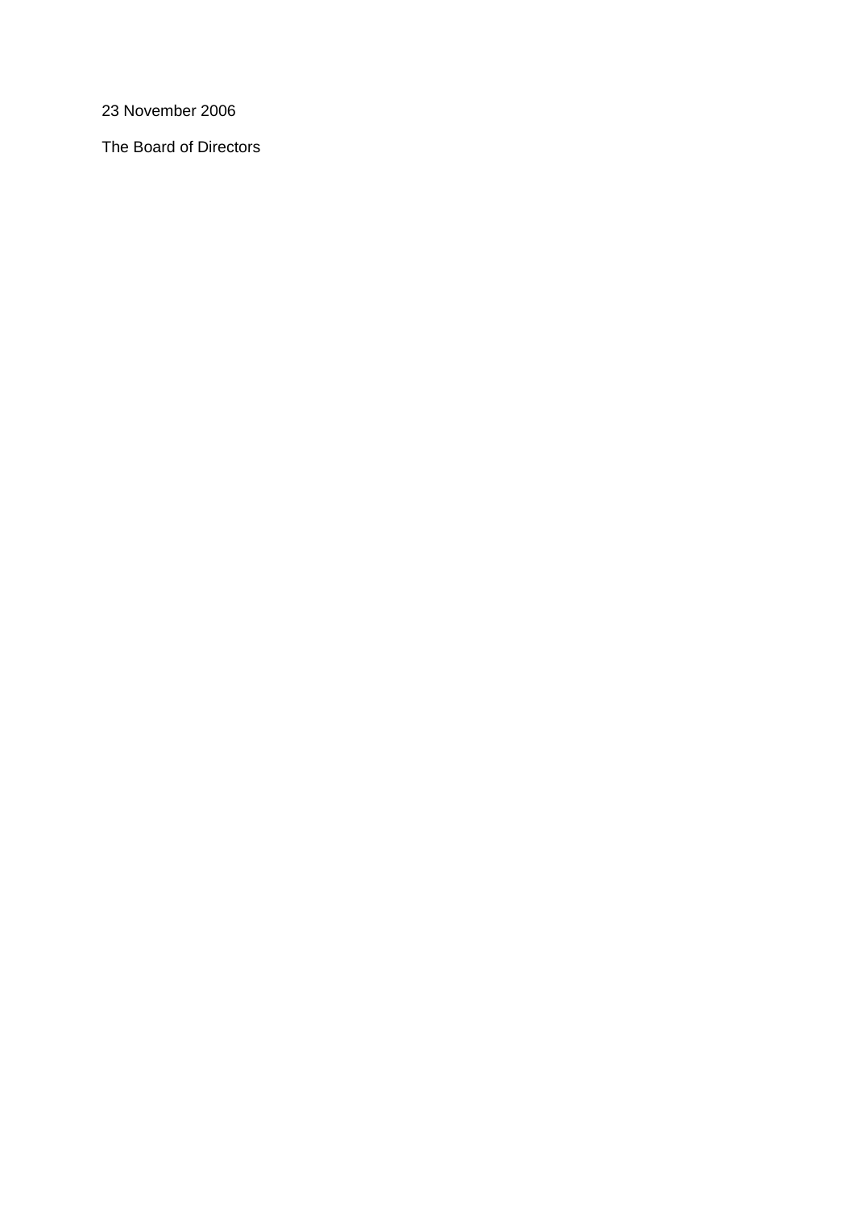23 November 2006

The Board of Directors